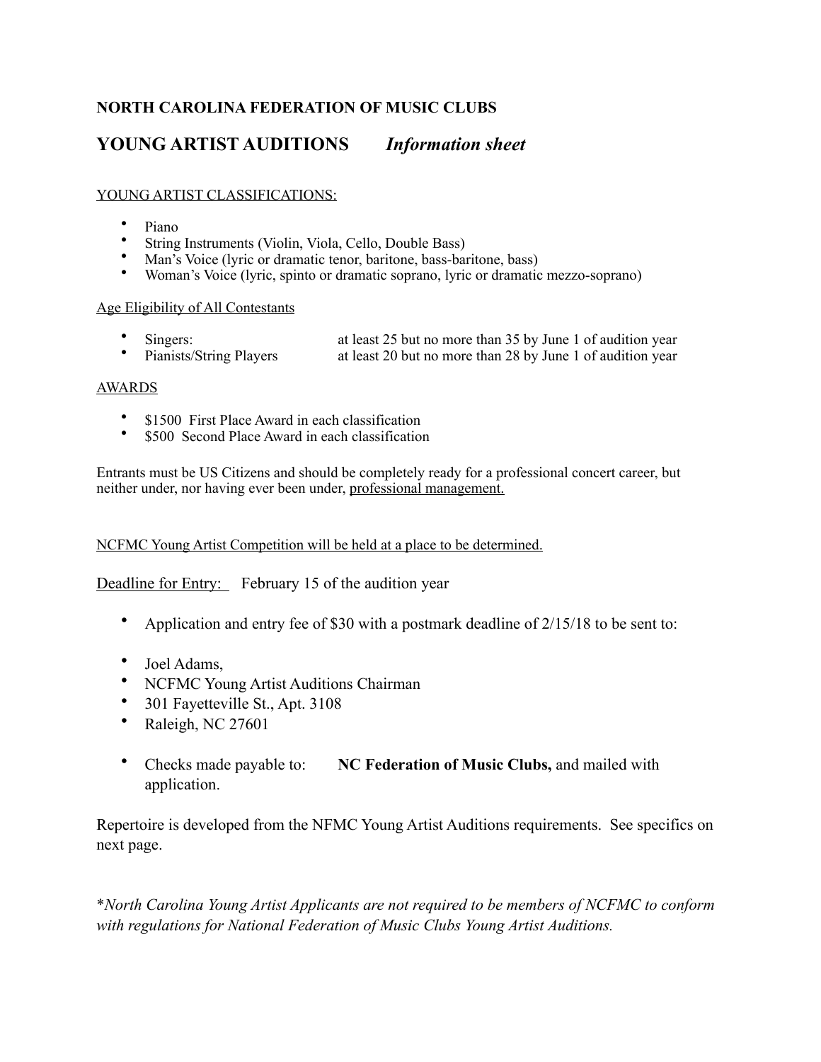## NORTH CAROLINA FEDERATION OF MUSIC CLUBS

# YOUNG ARTIST AUDITIONS *Information sheet*

<u>YOUNG ARTIST CLASSIFICATIONS:</u>

- Piano
- String Instruments (Violin, Viola, Cello, Double Bass)
- Man's Voice (lyric or dramatic tenor, baritone, bass-baritone, bass)
- Woman's Voice (lyric, spinto or dramatic soprano, lyric or dramatic mezzo-soprano)

<u>Age Eligibility of All Contestants</u>

- Singers: at least 25 but no more than 35 by June 1 of audition year
- Pianists/String Players at least 20 but no more than 28 by June 1 of audition year

<u>AWARDS</u>

- \$1500 First Place Award in each classification
- \$500 Second Place Award in each classification

Entrants must be US Citizens and should be completely ready for a professional concert career, but neither under, nor having ever been under, <u>professional management.</u>

<u>NCFMC Young Artist Competition will be held at a place to be determined.</u>

<u>Deadline for Entry:</u> February 15 of the audition year

- Application and entry fee of \$30 with a postmark deadline of 2/15/18 to be sent to:

- Joel Adams,
- NCFMC Young Artist Auditions Chairman
- 301 Fayetteville St., Apt. 3108
- Raleigh, NC 27601

- Checks made payable to: **NC Federation of Music Clubs,** and mailed with application.

Repertoire is developed from the NFMC Young Artist Auditions requirements. See specifics on next page.

*\*North Carolina Young Artist Applicants are not required to be members of NCFMC to conform with regulations for National Federation of Music Clubs Young Artist Auditions.*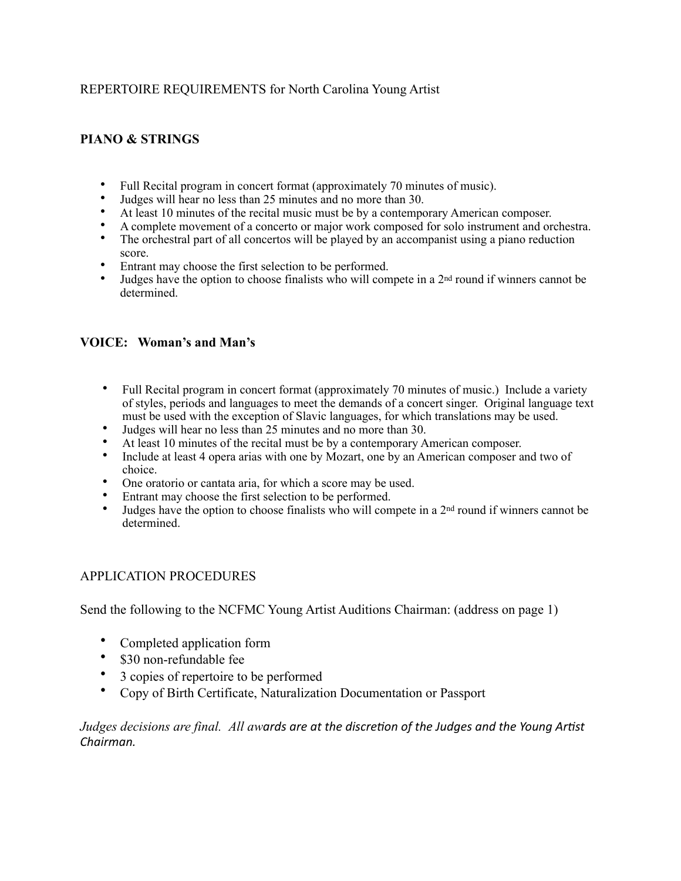REPERTOIRE REQUIREMENTS for North Carolina Young Artist

## PIANO & STRINGS

- Full Recital program in concert format (approximately 70 minutes of music).
- Judges will hear no less than 25 minutes and no more than 30.
- At least 10 minutes of the recital music must be by a contemporary American composer.
- A complete movement of a concerto or major work composed for solo instrument and orchestra.
- The orchestral part of all concertos will be played by an accompanist using a piano reduction score.
- Entrant may choose the first selection to be performed.
- Judges have the option to choose finalists who will compete in a 2nd round if winners cannot be determined.

## VOICE: Woman's and Man's

- Full Recital program in concert format (approximately 70 minutes of music.) Include a variety of styles, periods and languages to meet the demands of a concert singer. Original language text must be used with the exception of Slavic languages, for which translations may be used.
- Judges will hear no less than 25 minutes and no more than 30.
- At least 10 minutes of the recital must be by a contemporary American composer.
- Include at least 4 opera arias with one by Mozart, one by an American composer and two of choice.
- One oratorio or cantata aria, for which a score may be used.
- Entrant may choose the first selection to be performed.
- Judges have the option to choose finalists who will compete in a 2nd round if winners cannot be determined.

APPLICATION PROCEDURES

Send the following to the NCFMC Young Artist Auditions Chairman: (address on page 1)

- Completed application form
- $30 non-refundable fee
- 3 copies of repertoire to be performed
- Copy of Birth Certificate, Naturalization Documentation or Passport

*Judges decisions are final. All awards are at the discretion of the Judges and the Young Artist Chairman.*